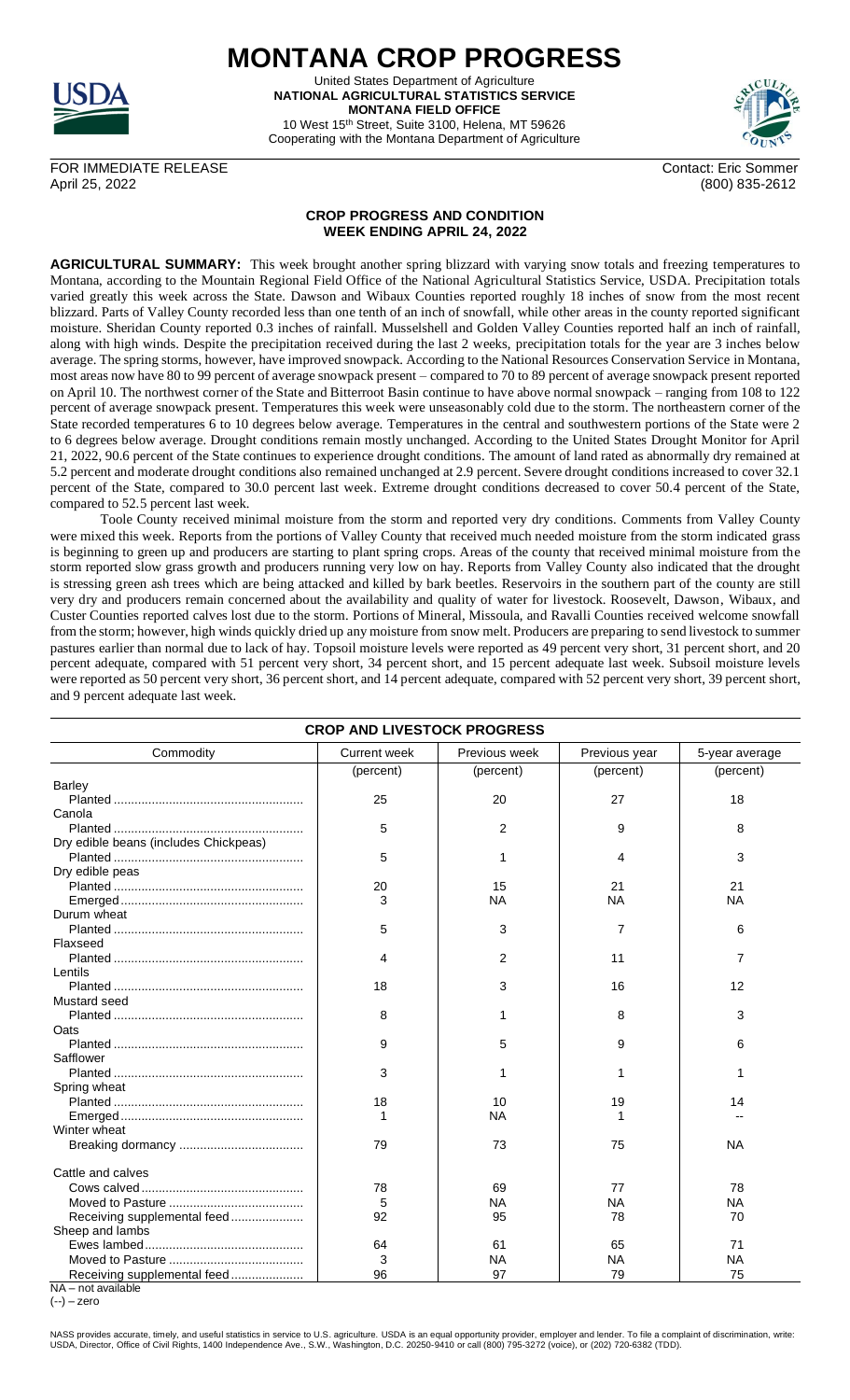# MONTANA CROP PROGRESS

United States Department of Agriculture
**NATIONAL AGRICULTURAL STATISTICS SERVICE**
**MONTANA FIELD OFFICE**
10 West 15th Street, Suite 3100, Helena, MT 59626
Cooperating with the Montana Department of Agriculture

FOR IMMEDIATE RELEASE
April 25, 2022

Contact: Eric Sommer
(800) 835-2612

## CROP PROGRESS AND CONDITION
## WEEK ENDING APRIL 24, 2022

**AGRICULTURAL SUMMARY:** This week brought another spring blizzard with varying snow totals and freezing temperatures to Montana, according to the Mountain Regional Field Office of the National Agricultural Statistics Service, USDA. Precipitation totals varied greatly this week across the State. Dawson and Wibaux Counties reported roughly 18 inches of snow from the most recent blizzard. Parts of Valley County recorded less than one tenth of an inch of snowfall, while other areas in the county reported significant moisture. Sheridan County reported 0.3 inches of rainfall. Musselshell and Golden Valley Counties reported half an inch of rainfall, along with high winds. Despite the precipitation received during the last 2 weeks, precipitation totals for the year are 3 inches below average. The spring storms, however, have improved snowpack. According to the National Resources Conservation Service in Montana, most areas now have 80 to 99 percent of average snowpack present – compared to 70 to 89 percent of average snowpack present reported on April 10. The northwest corner of the State and Bitterroot Basin continue to have above normal snowpack – ranging from 108 to 122 percent of average snowpack present. Temperatures this week were unseasonably cold due to the storm. The northeastern corner of the State recorded temperatures 6 to 10 degrees below average. Temperatures in the central and southwestern portions of the State were 2 to 6 degrees below average. Drought conditions remain mostly unchanged. According to the United States Drought Monitor for April 21, 2022, 90.6 percent of the State continues to experience drought conditions. The amount of land rated as abnormally dry remained at 5.2 percent and moderate drought conditions also remained unchanged at 2.9 percent. Severe drought conditions increased to cover 32.1 percent of the State, compared to 30.0 percent last week. Extreme drought conditions decreased to cover 50.4 percent of the State, compared to 52.5 percent last week.

Toole County received minimal moisture from the storm and reported very dry conditions. Comments from Valley County were mixed this week. Reports from the portions of Valley County that received much needed moisture from the storm indicated grass is beginning to green up and producers are starting to plant spring crops. Areas of the county that received minimal moisture from the storm reported slow grass growth and producers running very low on hay. Reports from Valley County also indicated that the drought is stressing green ash trees which are being attacked and killed by bark beetles. Reservoirs in the southern part of the county are still very dry and producers remain concerned about the availability and quality of water for livestock. Roosevelt, Dawson, Wibaux, and Custer Counties reported calves lost due to the storm. Portions of Mineral, Missoula, and Ravalli Counties received welcome snowfall from the storm; however, high winds quickly dried up any moisture from snow melt. Producers are preparing to send livestock to summer pastures earlier than normal due to lack of hay. Topsoil moisture levels were reported as 49 percent very short, 31 percent short, and 20 percent adequate, compared with 51 percent very short, 34 percent short, and 15 percent adequate last week. Subsoil moisture levels were reported as 50 percent very short, 36 percent short, and 14 percent adequate, compared with 52 percent very short, 39 percent short, and 9 percent adequate last week.

### CROP AND LIVESTOCK PROGRESS

| Commodity | Current week | Previous week | Previous year | 5-year average |
|---|---|---|---|---|
| | (percent) | (percent) | (percent) | (percent) |
| Barley | | | | |
| Planted | 25 | 20 | 27 | 18 |
| Canola | | | | |
| Planted | 5 | 2 | 9 | 8 |
| Dry edible beans (includes Chickpeas) | | | | |
| Planted | 5 | 1 | 4 | 3 |
| Dry edible peas | | | | |
| Planted | 20 | 15 | 21 | 21 |
| Emerged | 3 | NA | NA | NA |
| Durum wheat | | | | |
| Planted | 5 | 3 | 7 | 6 |
| Flaxseed | | | | |
| Planted | 4 | 2 | 11 | 7 |
| Lentils | | | | |
| Planted | 18 | 3 | 16 | 12 |
| Mustard seed | | | | |
| Planted | 8 | 1 | 8 | 3 |
| Oats | | | | |
| Planted | 9 | 5 | 9 | 6 |
| Safflower | | | | |
| Planted | 3 | 1 | 1 | 1 |
| Spring wheat | | | | |
| Planted | 18 | 10 | 19 | 14 |
| Emerged | 1 | NA | 1 | -- |
| Winter wheat | | | | |
| Breaking dormancy | 79 | 73 | 75 | NA |
| Cattle and calves | | | | |
| Cows calved | 78 | 69 | 77 | 78 |
| Moved to Pasture | 5 | NA | NA | NA |
| Receiving supplemental feed | 92 | 95 | 78 | 70 |
| Sheep and lambs | | | | |
| Ewes lambed | 64 | 61 | 65 | 71 |
| Moved to Pasture | 3 | NA | NA | NA |
| Receiving supplemental feed | 96 | 97 | 79 | 75 |

NA – not available
(--) – zero

NASS provides accurate, timely, and useful statistics in service to U.S. agriculture. USDA is an equal opportunity provider, employer and lender. To file a complaint of discrimination, write: USDA, Director, Office of Civil Rights, 1400 Independence Ave., S.W., Washington, D.C. 20250-9410 or call (800) 795-3272 (voice), or (202) 720-6382 (TDD).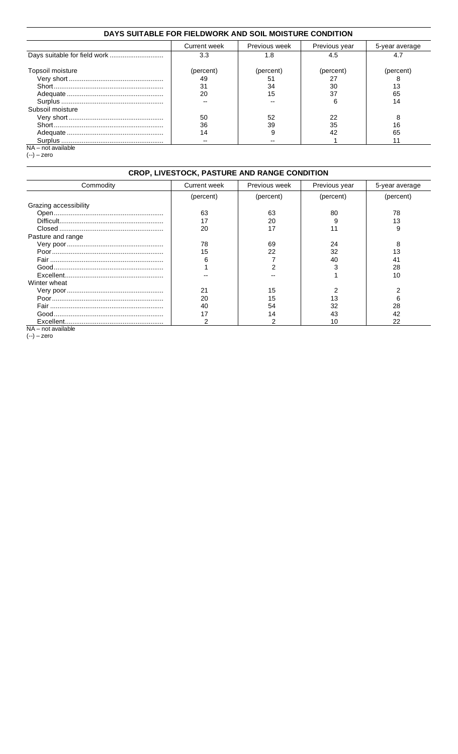## DAYS SUITABLE FOR FIELDWORK AND SOIL MOISTURE CONDITION

| | Current week | Previous week | Previous year | 5-year average |
|---|---|---|---|---|
| Days suitable for field work | 3.3 | 1.8 | 4.5 | 4.7 |
| Topsoil moisture | (percent) | (percent) | (percent) | (percent) |
| Very short | 49 | 51 | 27 | 8 |
| Short | 31 | 34 | 30 | 13 |
| Adequate | 20 | 15 | 37 | 65 |
| Surplus | -- | -- | 6 | 14 |
| Subsoil moisture | | | | |
| Very short | 50 | 52 | 22 | 8 |
| Short | 36 | 39 | 35 | 16 |
| Adequate | 14 | 9 | 42 | 65 |
| Surplus | -- | -- | 1 | 11 |

NA – not available
(--) – zero

## CROP, LIVESTOCK, PASTURE AND RANGE CONDITION

| Commodity | Current week | Previous week | Previous year | 5-year average |
|---|---|---|---|---|
| | (percent) | (percent) | (percent) | (percent) |
| Grazing accessibility | | | | |
| Open | 63 | 63 | 80 | 78 |
| Difficult | 17 | 20 | 9 | 13 |
| Closed | 20 | 17 | 11 | 9 |
| Pasture and range | | | | |
| Very poor | 78 | 69 | 24 | 8 |
| Poor | 15 | 22 | 32 | 13 |
| Fair | 6 | 7 | 40 | 41 |
| Good | 1 | 2 | 3 | 28 |
| Excellent | -- | -- | 1 | 10 |
| Winter wheat | | | | |
| Very poor | 21 | 15 | 2 | 2 |
| Poor | 20 | 15 | 13 | 6 |
| Fair | 40 | 54 | 32 | 28 |
| Good | 17 | 14 | 43 | 42 |
| Excellent | 2 | 2 | 10 | 22 |

NA – not available
(--) – zero